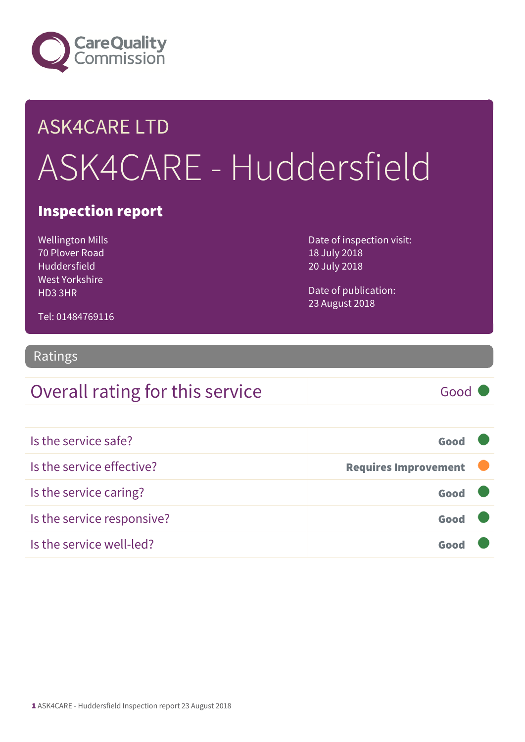Care Quality Commission

# ASK4CARE LTD

# ASK4CARE - Huddersfield

## Inspection report

Wellington Mills
70 Plover Road
Huddersfield
West Yorkshire
HD3 3HR

Tel: 01484769116

Date of inspection visit:
18 July 2018
20 July 2018

Date of publication:
23 August 2018

## Ratings

| Overall rating for this service | Good |
|---|---|

| | |
|---|---|
| Is the service safe? | **Good** |
| Is the service effective? | **Requires Improvement** |
| Is the service caring? | **Good** |
| Is the service responsive? | **Good** |
| Is the service well-led? | **Good** |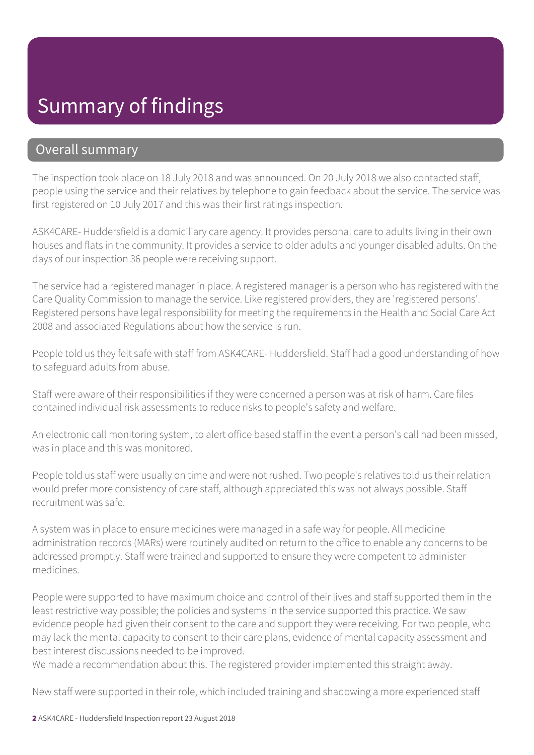# Summary of findings

## Overall summary

The inspection took place on 18 July 2018 and was announced. On 20 July 2018 we also contacted staff, people using the service and their relatives by telephone to gain feedback about the service. The service was first registered on 10 July 2017 and this was their first ratings inspection.

ASK4CARE- Huddersfield is a domiciliary care agency. It provides personal care to adults living in their own houses and flats in the community. It provides a service to older adults and younger disabled adults. On the days of our inspection 36 people were receiving support.

The service had a registered manager in place. A registered manager is a person who has registered with the Care Quality Commission to manage the service. Like registered providers, they are 'registered persons'. Registered persons have legal responsibility for meeting the requirements in the Health and Social Care Act 2008 and associated Regulations about how the service is run.

People told us they felt safe with staff from ASK4CARE- Huddersfield. Staff had a good understanding of how to safeguard adults from abuse.

Staff were aware of their responsibilities if they were concerned a person was at risk of harm. Care files contained individual risk assessments to reduce risks to people's safety and welfare.

An electronic call monitoring system, to alert office based staff in the event a person's call had been missed, was in place and this was monitored.

People told us staff were usually on time and were not rushed. Two people's relatives told us their relation would prefer more consistency of care staff, although appreciated this was not always possible. Staff recruitment was safe.

A system was in place to ensure medicines were managed in a safe way for people. All medicine administration records (MARs) were routinely audited on return to the office to enable any concerns to be addressed promptly. Staff were trained and supported to ensure they were competent to administer medicines.

People were supported to have maximum choice and control of their lives and staff supported them in the least restrictive way possible; the policies and systems in the service supported this practice. We saw evidence people had given their consent to the care and support they were receiving. For two people, who may lack the mental capacity to consent to their care plans, evidence of mental capacity assessment and best interest discussions needed to be improved.
We made a recommendation about this. The registered provider implemented this straight away.

New staff were supported in their role, which included training and shadowing a more experienced staff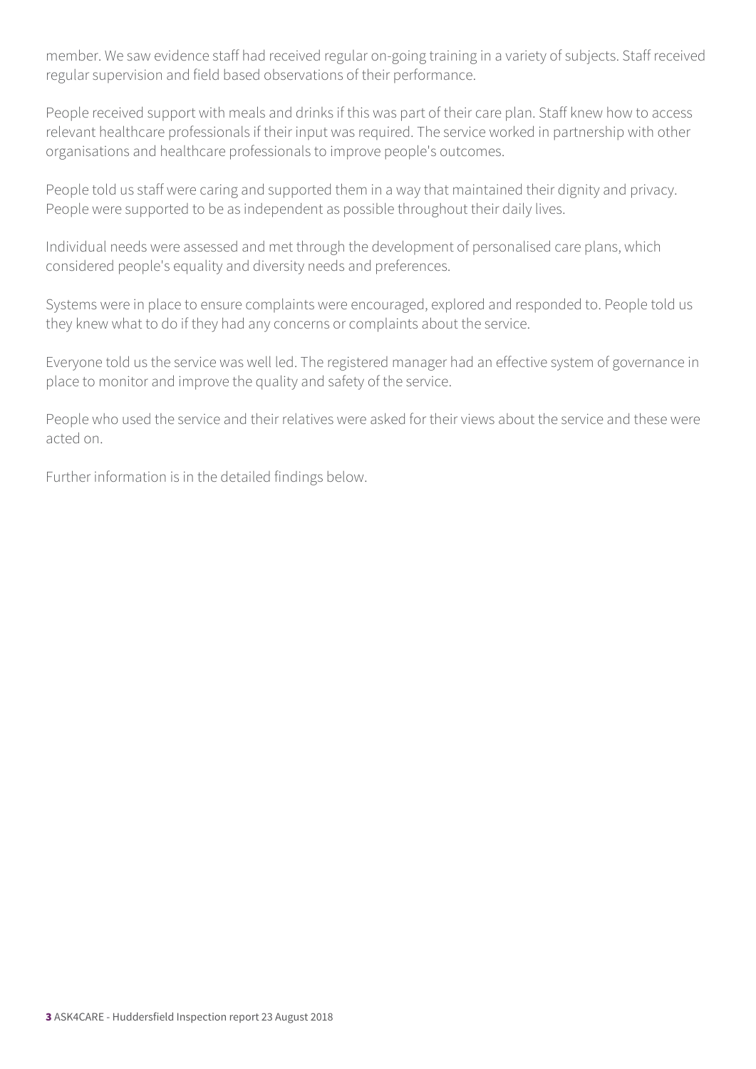member. We saw evidence staff had received regular on-going training in a variety of subjects. Staff received regular supervision and field based observations of their performance.

People received support with meals and drinks if this was part of their care plan. Staff knew how to access relevant healthcare professionals if their input was required. The service worked in partnership with other organisations and healthcare professionals to improve people's outcomes.

People told us staff were caring and supported them in a way that maintained their dignity and privacy. People were supported to be as independent as possible throughout their daily lives.

Individual needs were assessed and met through the development of personalised care plans, which considered people's equality and diversity needs and preferences.

Systems were in place to ensure complaints were encouraged, explored and responded to. People told us they knew what to do if they had any concerns or complaints about the service.

Everyone told us the service was well led. The registered manager had an effective system of governance in place to monitor and improve the quality and safety of the service.

People who used the service and their relatives were asked for their views about the service and these were acted on.

Further information is in the detailed findings below.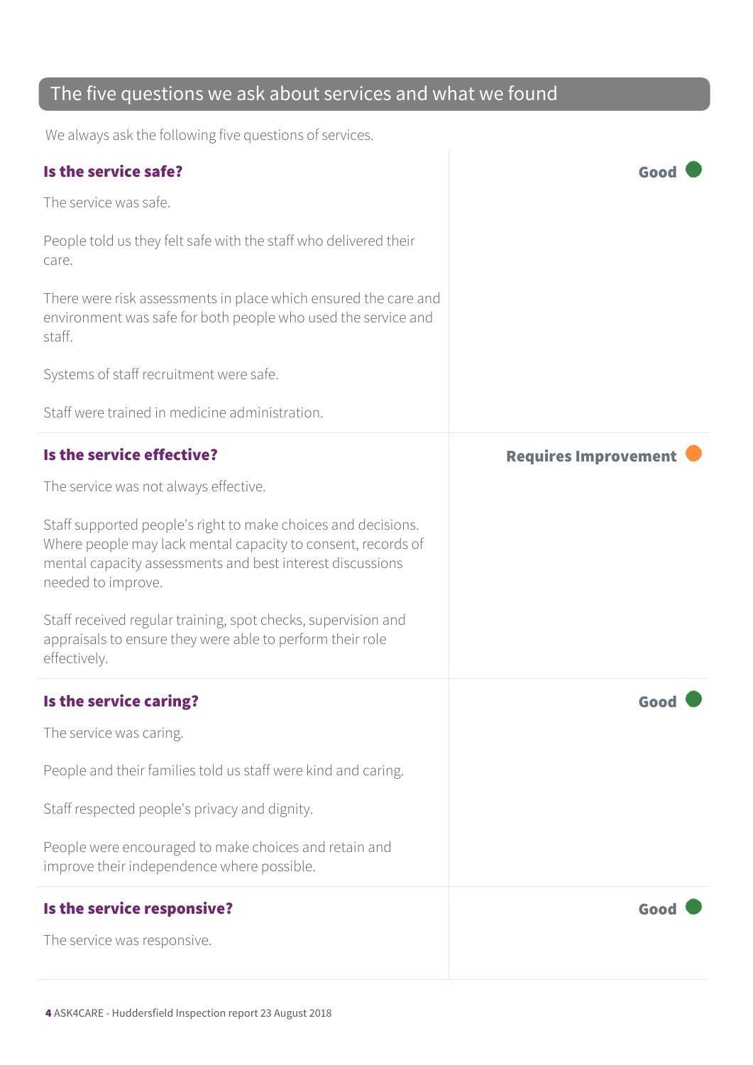## The five questions we ask about services and what we found

We always ask the following five questions of services.

### Is the service safe?

**Good**

The service was safe.

People told us they felt safe with the staff who delivered their care.

There were risk assessments in place which ensured the care and environment was safe for both people who used the service and staff.

Systems of staff recruitment were safe.

Staff were trained in medicine administration.

### Is the service effective?

**Requires Improvement**

The service was not always effective.

Staff supported people's right to make choices and decisions. Where people may lack mental capacity to consent, records of mental capacity assessments and best interest discussions needed to improve.

Staff received regular training, spot checks, supervision and appraisals to ensure they were able to perform their role effectively.

### Is the service caring?

**Good**

The service was caring.

People and their families told us staff were kind and caring.

Staff respected people's privacy and dignity.

People were encouraged to make choices and retain and improve their independence where possible.

### Is the service responsive?

**Good**

The service was responsive.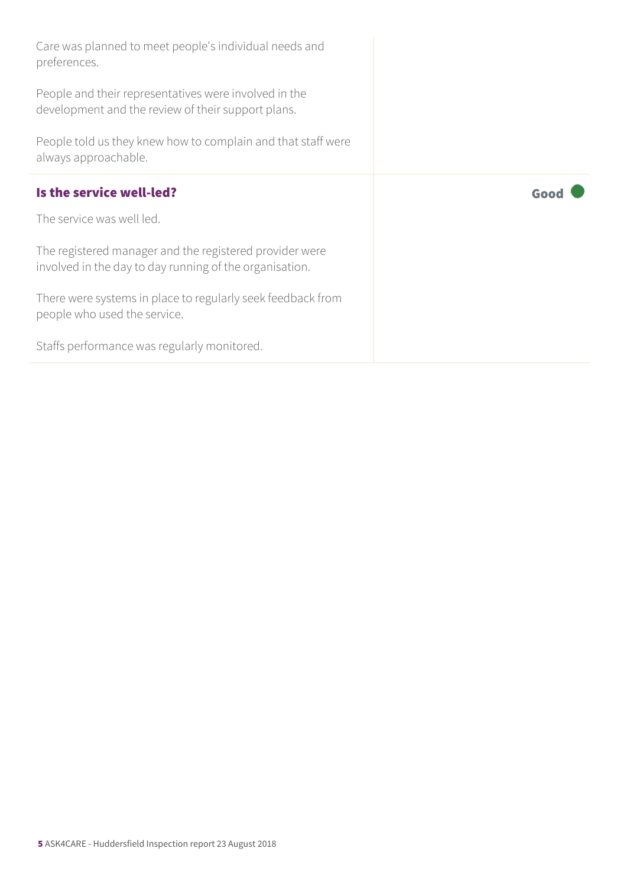Care was planned to meet people's individual needs and preferences.

People and their representatives were involved in the development and the review of their support plans.

People told us they knew how to complain and that staff were always approachable.

### Is the service well-led?

**Good**

The service was well led.

The registered manager and the registered provider were involved in the day to day running of the organisation.

There were systems in place to regularly seek feedback from people who used the service.

Staffs performance was regularly monitored.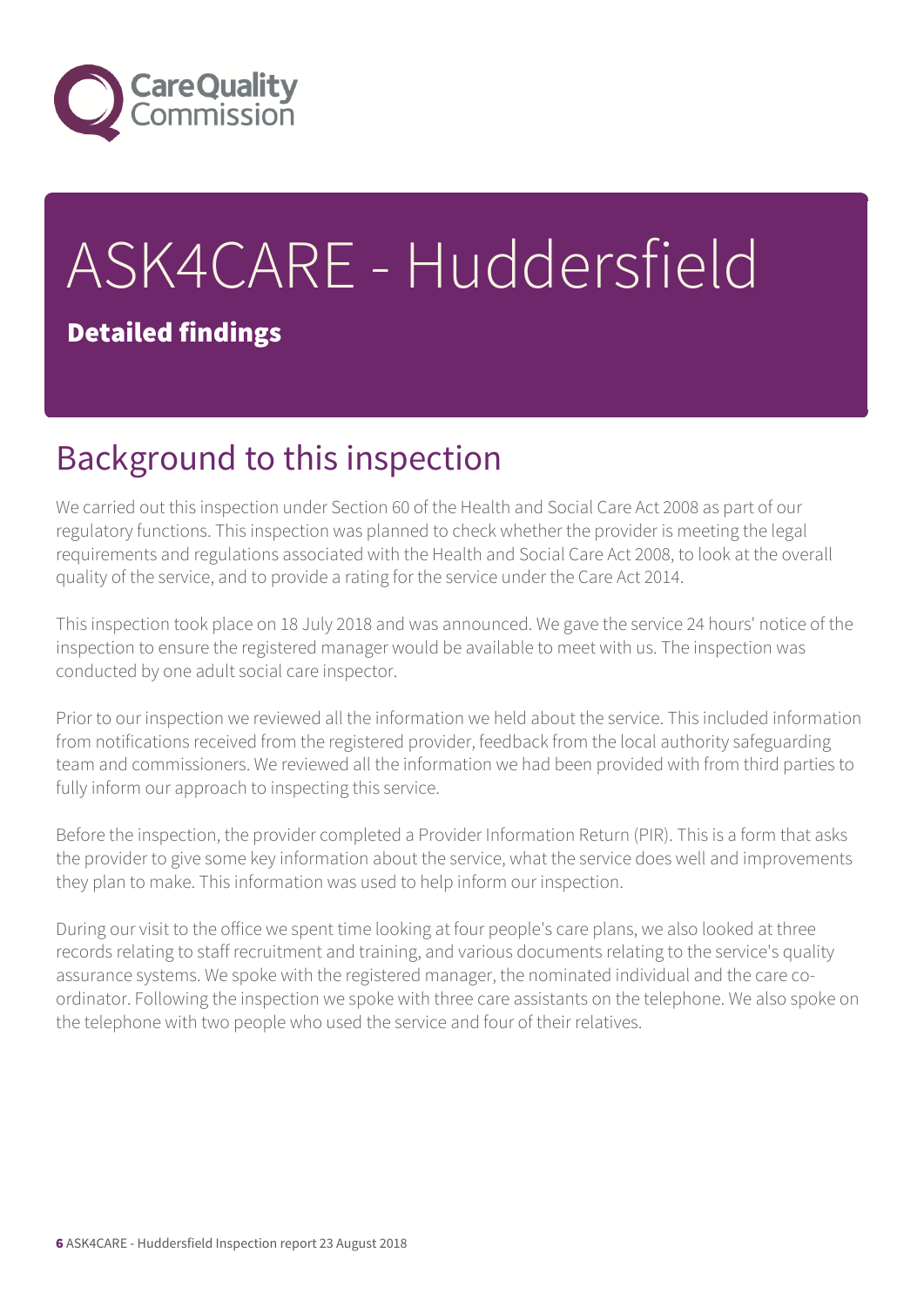# ASK4CARE - Huddersfield

**Detailed findings**

## Background to this inspection

We carried out this inspection under Section 60 of the Health and Social Care Act 2008 as part of our regulatory functions. This inspection was planned to check whether the provider is meeting the legal requirements and regulations associated with the Health and Social Care Act 2008, to look at the overall quality of the service, and to provide a rating for the service under the Care Act 2014.

This inspection took place on 18 July 2018 and was announced. We gave the service 24 hours' notice of the inspection to ensure the registered manager would be available to meet with us. The inspection was conducted by one adult social care inspector.

Prior to our inspection we reviewed all the information we held about the service. This included information from notifications received from the registered provider, feedback from the local authority safeguarding team and commissioners. We reviewed all the information we had been provided with from third parties to fully inform our approach to inspecting this service.

Before the inspection, the provider completed a Provider Information Return (PIR). This is a form that asks the provider to give some key information about the service, what the service does well and improvements they plan to make. This information was used to help inform our inspection.

During our visit to the office we spent time looking at four people's care plans, we also looked at three records relating to staff recruitment and training, and various documents relating to the service's quality assurance systems. We spoke with the registered manager, the nominated individual and the care co-ordinator. Following the inspection we spoke with three care assistants on the telephone. We also spoke on the telephone with two people who used the service and four of their relatives.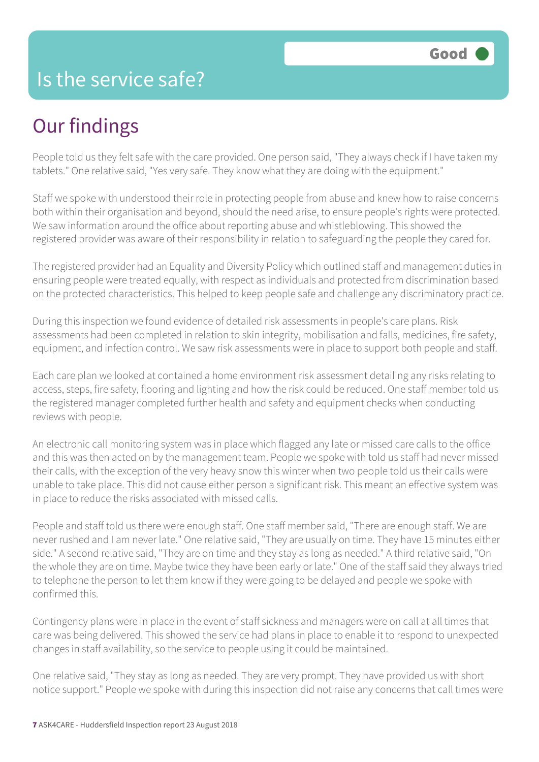# Is the service safe?

**Good**

## Our findings

People told us they felt safe with the care provided. One person said, "They always check if I have taken my tablets." One relative said, "Yes very safe. They know what they are doing with the equipment."

Staff we spoke with understood their role in protecting people from abuse and knew how to raise concerns both within their organisation and beyond, should the need arise, to ensure people's rights were protected. We saw information around the office about reporting abuse and whistleblowing. This showed the registered provider was aware of their responsibility in relation to safeguarding the people they cared for.

The registered provider had an Equality and Diversity Policy which outlined staff and management duties in ensuring people were treated equally, with respect as individuals and protected from discrimination based on the protected characteristics. This helped to keep people safe and challenge any discriminatory practice.

During this inspection we found evidence of detailed risk assessments in people's care plans. Risk assessments had been completed in relation to skin integrity, mobilisation and falls, medicines, fire safety, equipment, and infection control. We saw risk assessments were in place to support both people and staff.

Each care plan we looked at contained a home environment risk assessment detailing any risks relating to access, steps, fire safety, flooring and lighting and how the risk could be reduced. One staff member told us the registered manager completed further health and safety and equipment checks when conducting reviews with people.

An electronic call monitoring system was in place which flagged any late or missed care calls to the office and this was then acted on by the management team. People we spoke with told us staff had never missed their calls, with the exception of the very heavy snow this winter when two people told us their calls were unable to take place. This did not cause either person a significant risk. This meant an effective system was in place to reduce the risks associated with missed calls.

People and staff told us there were enough staff. One staff member said, "There are enough staff. We are never rushed and I am never late." One relative said, "They are usually on time. They have 15 minutes either side." A second relative said, "They are on time and they stay as long as needed." A third relative said, "On the whole they are on time. Maybe twice they have been early or late." One of the staff said they always tried to telephone the person to let them know if they were going to be delayed and people we spoke with confirmed this.

Contingency plans were in place in the event of staff sickness and managers were on call at all times that care was being delivered. This showed the service had plans in place to enable it to respond to unexpected changes in staff availability, so the service to people using it could be maintained.

One relative said, "They stay as long as needed. They are very prompt. They have provided us with short notice support." People we spoke with during this inspection did not raise any concerns that call times were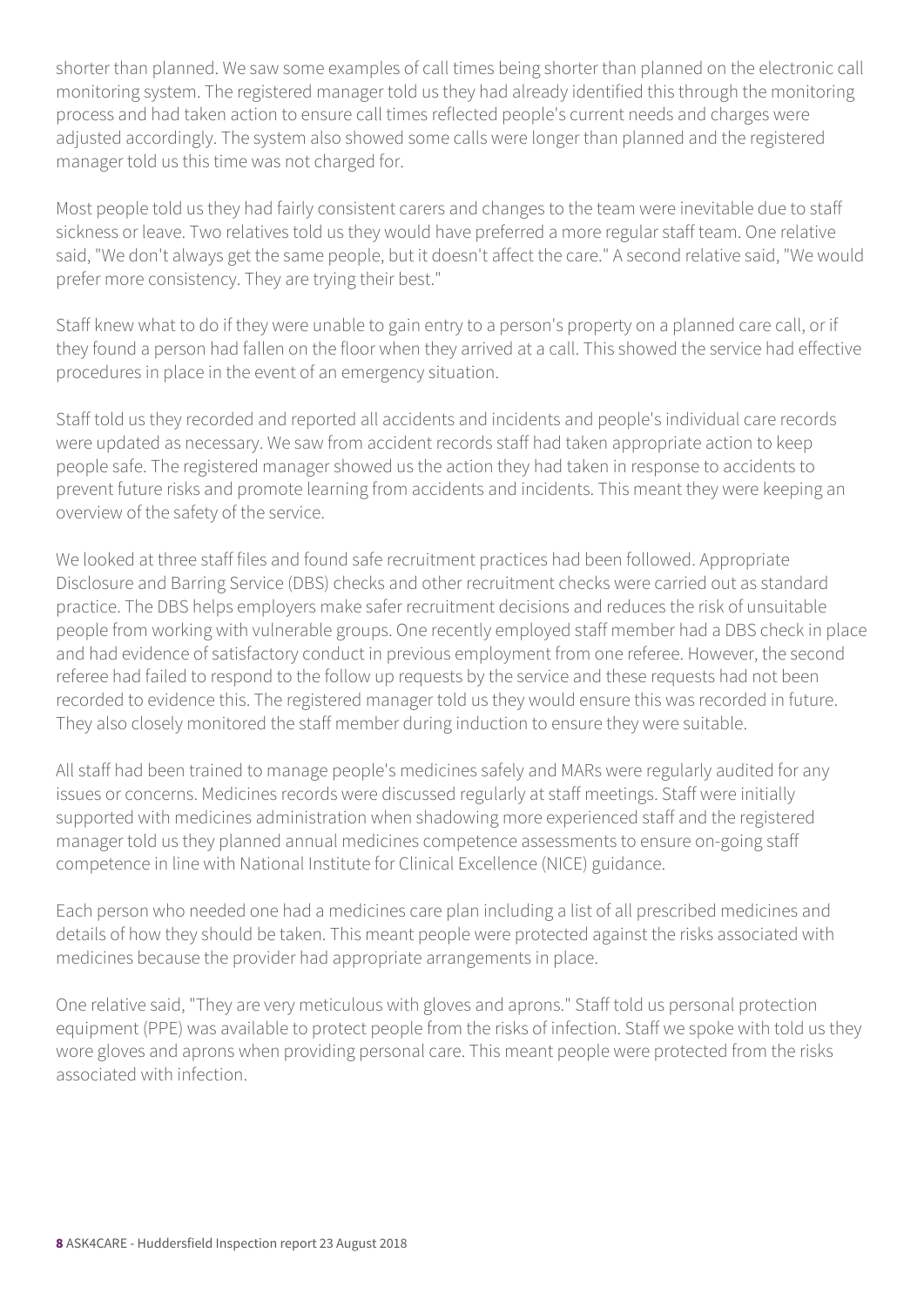shorter than planned. We saw some examples of call times being shorter than planned on the electronic call monitoring system. The registered manager told us they had already identified this through the monitoring process and had taken action to ensure call times reflected people's current needs and charges were adjusted accordingly. The system also showed some calls were longer than planned and the registered manager told us this time was not charged for.

Most people told us they had fairly consistent carers and changes to the team were inevitable due to staff sickness or leave. Two relatives told us they would have preferred a more regular staff team. One relative said, "We don't always get the same people, but it doesn't affect the care." A second relative said, "We would prefer more consistency. They are trying their best."

Staff knew what to do if they were unable to gain entry to a person's property on a planned care call, or if they found a person had fallen on the floor when they arrived at a call. This showed the service had effective procedures in place in the event of an emergency situation.

Staff told us they recorded and reported all accidents and incidents and people's individual care records were updated as necessary. We saw from accident records staff had taken appropriate action to keep people safe. The registered manager showed us the action they had taken in response to accidents to prevent future risks and promote learning from accidents and incidents. This meant they were keeping an overview of the safety of the service.

We looked at three staff files and found safe recruitment practices had been followed. Appropriate Disclosure and Barring Service (DBS) checks and other recruitment checks were carried out as standard practice. The DBS helps employers make safer recruitment decisions and reduces the risk of unsuitable people from working with vulnerable groups. One recently employed staff member had a DBS check in place and had evidence of satisfactory conduct in previous employment from one referee. However, the second referee had failed to respond to the follow up requests by the service and these requests had not been recorded to evidence this. The registered manager told us they would ensure this was recorded in future. They also closely monitored the staff member during induction to ensure they were suitable.

All staff had been trained to manage people's medicines safely and MARs were regularly audited for any issues or concerns. Medicines records were discussed regularly at staff meetings. Staff were initially supported with medicines administration when shadowing more experienced staff and the registered manager told us they planned annual medicines competence assessments to ensure on-going staff competence in line with National Institute for Clinical Excellence (NICE) guidance.

Each person who needed one had a medicines care plan including a list of all prescribed medicines and details of how they should be taken. This meant people were protected against the risks associated with medicines because the provider had appropriate arrangements in place.

One relative said, "They are very meticulous with gloves and aprons." Staff told us personal protection equipment (PPE) was available to protect people from the risks of infection. Staff we spoke with told us they wore gloves and aprons when providing personal care. This meant people were protected from the risks associated with infection.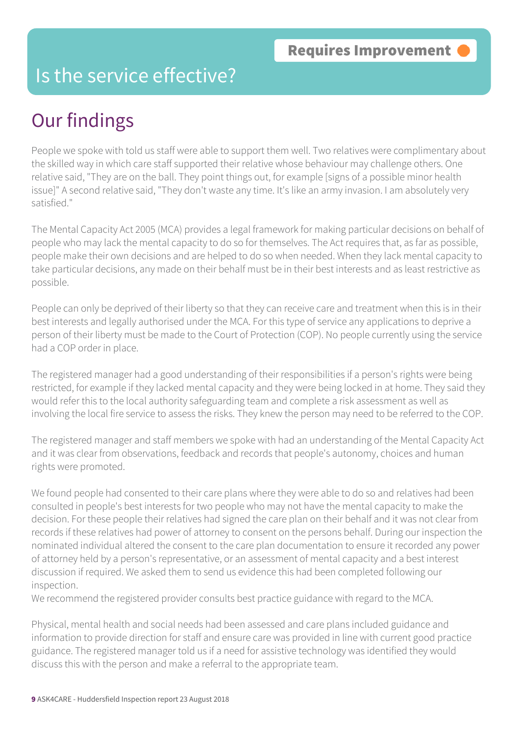Requires Improvement

# Is the service effective?

## Our findings

People we spoke with told us staff were able to support them well. Two relatives were complimentary about the skilled way in which care staff supported their relative whose behaviour may challenge others. One relative said, "They are on the ball. They point things out, for example [signs of a possible minor health issue]" A second relative said, "They don't waste any time. It's like an army invasion. I am absolutely very satisfied."

The Mental Capacity Act 2005 (MCA) provides a legal framework for making particular decisions on behalf of people who may lack the mental capacity to do so for themselves. The Act requires that, as far as possible, people make their own decisions and are helped to do so when needed. When they lack mental capacity to take particular decisions, any made on their behalf must be in their best interests and as least restrictive as possible.

People can only be deprived of their liberty so that they can receive care and treatment when this is in their best interests and legally authorised under the MCA. For this type of service any applications to deprive a person of their liberty must be made to the Court of Protection (COP). No people currently using the service had a COP order in place.

The registered manager had a good understanding of their responsibilities if a person's rights were being restricted, for example if they lacked mental capacity and they were being locked in at home. They said they would refer this to the local authority safeguarding team and complete a risk assessment as well as involving the local fire service to assess the risks. They knew the person may need to be referred to the COP.

The registered manager and staff members we spoke with had an understanding of the Mental Capacity Act and it was clear from observations, feedback and records that people's autonomy, choices and human rights were promoted.

We found people had consented to their care plans where they were able to do so and relatives had been consulted in people's best interests for two people who may not have the mental capacity to make the decision. For these people their relatives had signed the care plan on their behalf and it was not clear from records if these relatives had power of attorney to consent on the persons behalf. During our inspection the nominated individual altered the consent to the care plan documentation to ensure it recorded any power of attorney held by a person's representative, or an assessment of mental capacity and a best interest discussion if required. We asked them to send us evidence this had been completed following our inspection.
We recommend the registered provider consults best practice guidance with regard to the MCA.

Physical, mental health and social needs had been assessed and care plans included guidance and information to provide direction for staff and ensure care was provided in line with current good practice guidance. The registered manager told us if a need for assistive technology was identified they would discuss this with the person and make a referral to the appropriate team.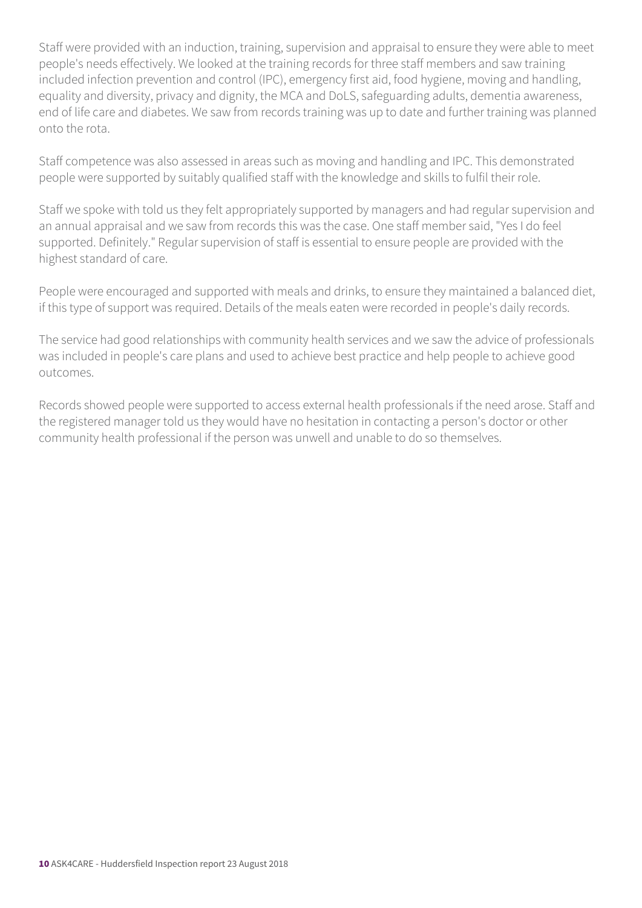Staff were provided with an induction, training, supervision and appraisal to ensure they were able to meet people's needs effectively. We looked at the training records for three staff members and saw training included infection prevention and control (IPC), emergency first aid, food hygiene, moving and handling, equality and diversity, privacy and dignity, the MCA and DoLS, safeguarding adults, dementia awareness, end of life care and diabetes. We saw from records training was up to date and further training was planned onto the rota.

Staff competence was also assessed in areas such as moving and handling and IPC. This demonstrated people were supported by suitably qualified staff with the knowledge and skills to fulfil their role.

Staff we spoke with told us they felt appropriately supported by managers and had regular supervision and an annual appraisal and we saw from records this was the case. One staff member said, "Yes I do feel supported. Definitely." Regular supervision of staff is essential to ensure people are provided with the highest standard of care.

People were encouraged and supported with meals and drinks, to ensure they maintained a balanced diet, if this type of support was required. Details of the meals eaten were recorded in people's daily records.

The service had good relationships with community health services and we saw the advice of professionals was included in people's care plans and used to achieve best practice and help people to achieve good outcomes.

Records showed people were supported to access external health professionals if the need arose. Staff and the registered manager told us they would have no hesitation in contacting a person's doctor or other community health professional if the person was unwell and unable to do so themselves.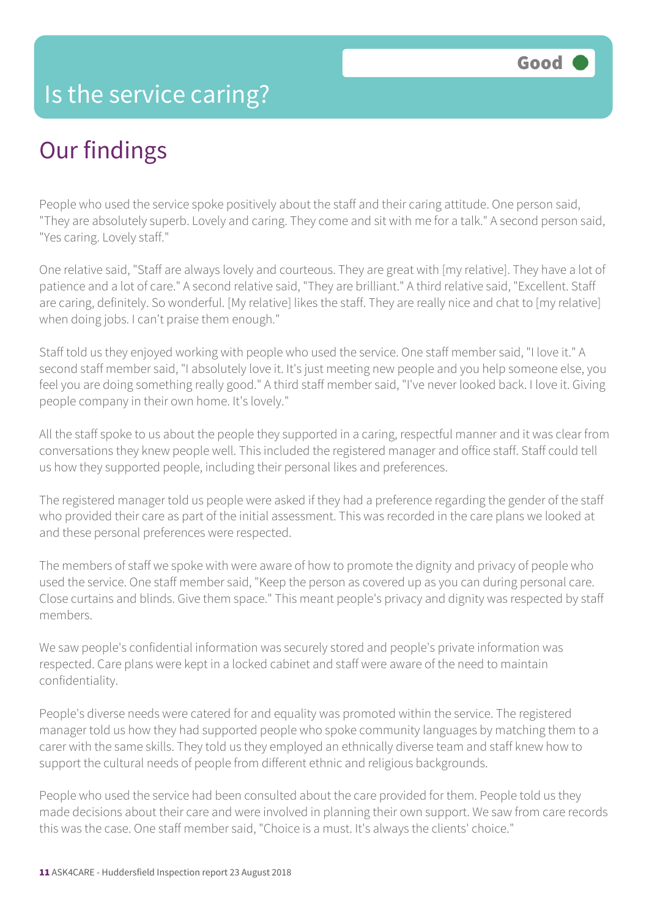# Is the service caring?

Good

## Our findings

People who used the service spoke positively about the staff and their caring attitude. One person said, "They are absolutely superb. Lovely and caring. They come and sit with me for a talk." A second person said, "Yes caring. Lovely staff."

One relative said, "Staff are always lovely and courteous. They are great with [my relative]. They have a lot of patience and a lot of care." A second relative said, "They are brilliant." A third relative said, "Excellent. Staff are caring, definitely. So wonderful. [My relative] likes the staff. They are really nice and chat to [my relative] when doing jobs. I can't praise them enough."

Staff told us they enjoyed working with people who used the service. One staff member said, "I love it." A second staff member said, "I absolutely love it. It's just meeting new people and you help someone else, you feel you are doing something really good." A third staff member said, "I've never looked back. I love it. Giving people company in their own home. It's lovely."

All the staff spoke to us about the people they supported in a caring, respectful manner and it was clear from conversations they knew people well. This included the registered manager and office staff. Staff could tell us how they supported people, including their personal likes and preferences.

The registered manager told us people were asked if they had a preference regarding the gender of the staff who provided their care as part of the initial assessment. This was recorded in the care plans we looked at and these personal preferences were respected.

The members of staff we spoke with were aware of how to promote the dignity and privacy of people who used the service. One staff member said, "Keep the person as covered up as you can during personal care. Close curtains and blinds. Give them space." This meant people's privacy and dignity was respected by staff members.

We saw people's confidential information was securely stored and people's private information was respected. Care plans were kept in a locked cabinet and staff were aware of the need to maintain confidentiality.

People's diverse needs were catered for and equality was promoted within the service. The registered manager told us how they had supported people who spoke community languages by matching them to a carer with the same skills. They told us they employed an ethnically diverse team and staff knew how to support the cultural needs of people from different ethnic and religious backgrounds.

People who used the service had been consulted about the care provided for them. People told us they made decisions about their care and were involved in planning their own support. We saw from care records this was the case. One staff member said, "Choice is a must. It's always the clients' choice."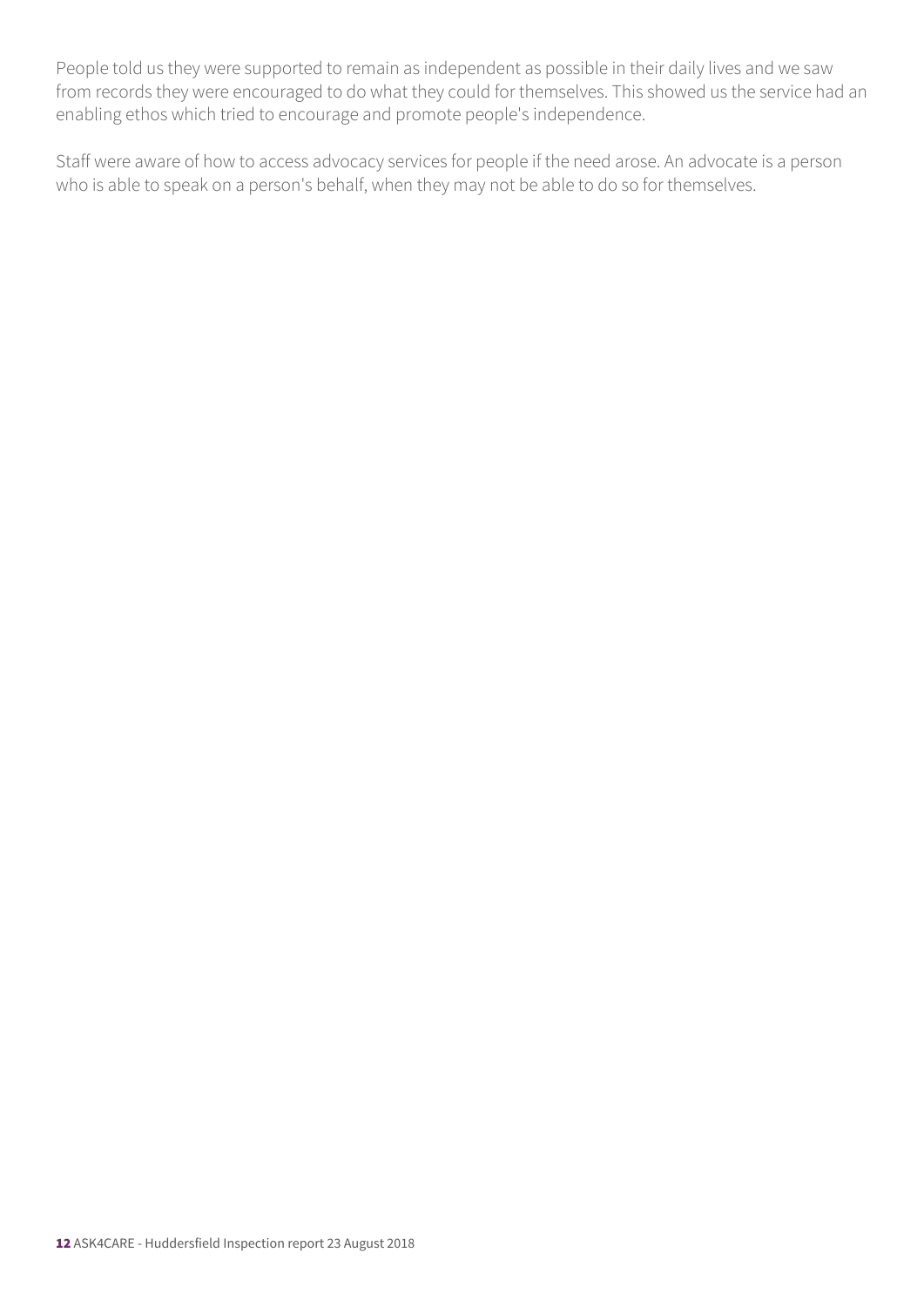People told us they were supported to remain as independent as possible in their daily lives and we saw from records they were encouraged to do what they could for themselves. This showed us the service had an enabling ethos which tried to encourage and promote people's independence.

Staff were aware of how to access advocacy services for people if the need arose. An advocate is a person who is able to speak on a person's behalf, when they may not be able to do so for themselves.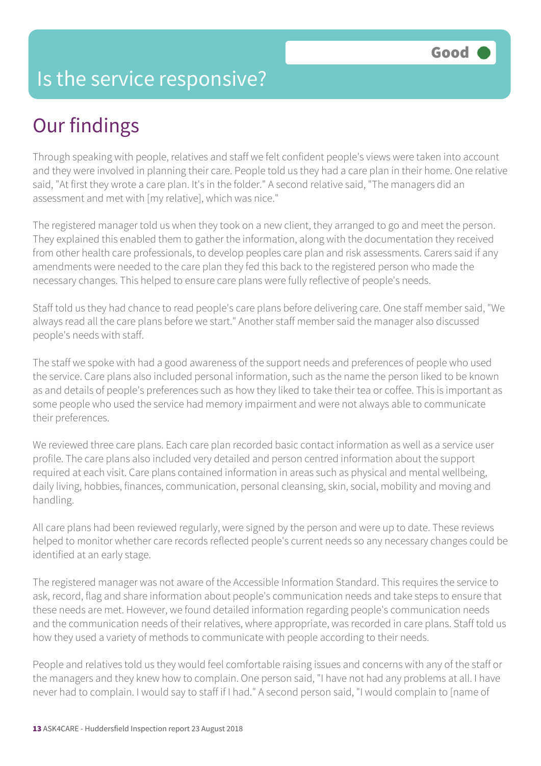# Is the service responsive?

Good

## Our findings

Through speaking with people, relatives and staff we felt confident people's views were taken into account and they were involved in planning their care. People told us they had a care plan in their home. One relative said, "At first they wrote a care plan. It's in the folder." A second relative said, "The managers did an assessment and met with [my relative], which was nice."

The registered manager told us when they took on a new client, they arranged to go and meet the person. They explained this enabled them to gather the information, along with the documentation they received from other health care professionals, to develop peoples care plan and risk assessments. Carers said if any amendments were needed to the care plan they fed this back to the registered person who made the necessary changes. This helped to ensure care plans were fully reflective of people's needs.

Staff told us they had chance to read people's care plans before delivering care. One staff member said, "We always read all the care plans before we start." Another staff member said the manager also discussed people's needs with staff.

The staff we spoke with had a good awareness of the support needs and preferences of people who used the service. Care plans also included personal information, such as the name the person liked to be known as and details of people's preferences such as how they liked to take their tea or coffee. This is important as some people who used the service had memory impairment and were not always able to communicate their preferences.

We reviewed three care plans. Each care plan recorded basic contact information as well as a service user profile. The care plans also included very detailed and person centred information about the support required at each visit. Care plans contained information in areas such as physical and mental wellbeing, daily living, hobbies, finances, communication, personal cleansing, skin, social, mobility and moving and handling.

All care plans had been reviewed regularly, were signed by the person and were up to date. These reviews helped to monitor whether care records reflected people's current needs so any necessary changes could be identified at an early stage.

The registered manager was not aware of the Accessible Information Standard. This requires the service to ask, record, flag and share information about people's communication needs and take steps to ensure that these needs are met. However, we found detailed information regarding people's communication needs and the communication needs of their relatives, where appropriate, was recorded in care plans. Staff told us how they used a variety of methods to communicate with people according to their needs.

People and relatives told us they would feel comfortable raising issues and concerns with any of the staff or the managers and they knew how to complain. One person said, "I have not had any problems at all. I have never had to complain. I would say to staff if I had." A second person said, "I would complain to [name of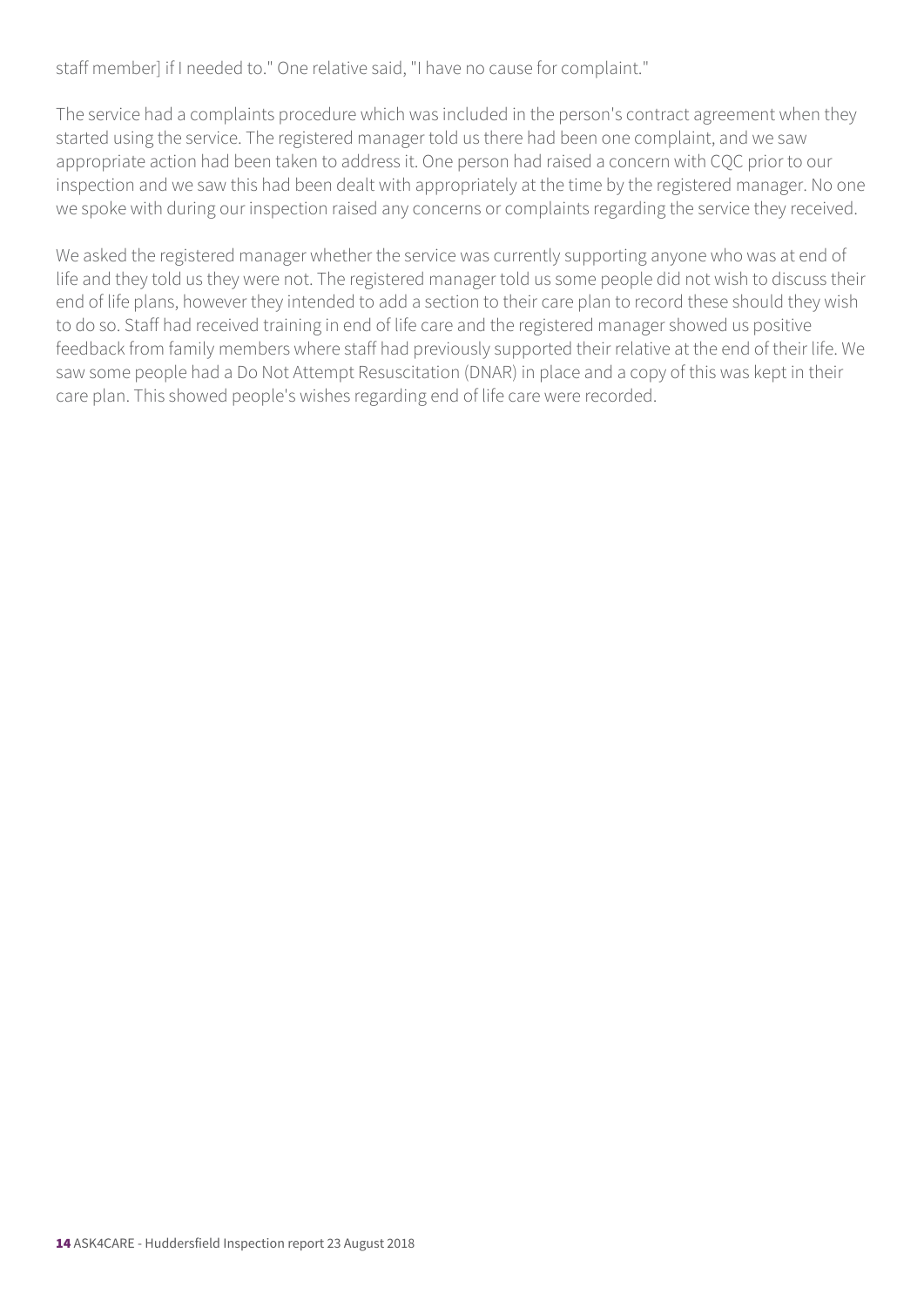staff member] if I needed to." One relative said, "I have no cause for complaint."

The service had a complaints procedure which was included in the person's contract agreement when they started using the service. The registered manager told us there had been one complaint, and we saw appropriate action had been taken to address it. One person had raised a concern with CQC prior to our inspection and we saw this had been dealt with appropriately at the time by the registered manager. No one we spoke with during our inspection raised any concerns or complaints regarding the service they received.

We asked the registered manager whether the service was currently supporting anyone who was at end of life and they told us they were not. The registered manager told us some people did not wish to discuss their end of life plans, however they intended to add a section to their care plan to record these should they wish to do so. Staff had received training in end of life care and the registered manager showed us positive feedback from family members where staff had previously supported their relative at the end of their life. We saw some people had a Do Not Attempt Resuscitation (DNAR) in place and a copy of this was kept in their care plan. This showed people's wishes regarding end of life care were recorded.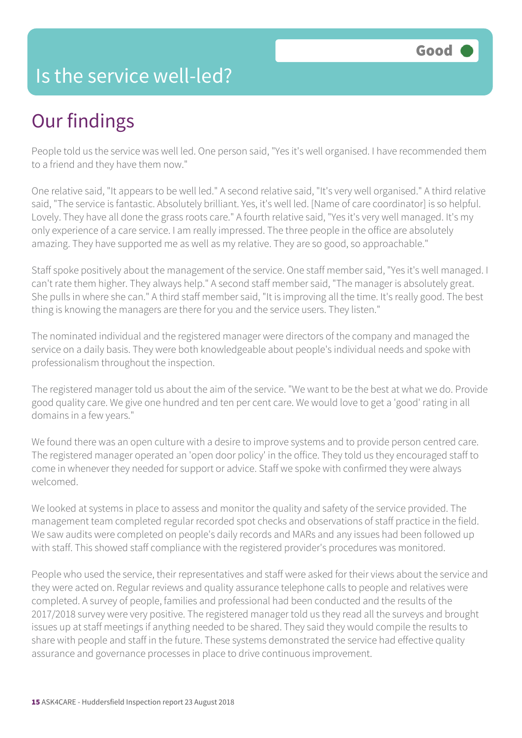# Is the service well-led?

**Good**

## Our findings

People told us the service was well led. One person said, "Yes it's well organised. I have recommended them to a friend and they have them now."

One relative said, "It appears to be well led." A second relative said, "It's very well organised." A third relative said, "The service is fantastic. Absolutely brilliant. Yes, it's well led. [Name of care coordinator] is so helpful. Lovely. They have all done the grass roots care." A fourth relative said, "Yes it's very well managed. It's my only experience of a care service. I am really impressed. The three people in the office are absolutely amazing. They have supported me as well as my relative. They are so good, so approachable."

Staff spoke positively about the management of the service. One staff member said, "Yes it's well managed. I can't rate them higher. They always help." A second staff member said, "The manager is absolutely great. She pulls in where she can." A third staff member said, "It is improving all the time. It's really good. The best thing is knowing the managers are there for you and the service users. They listen."

The nominated individual and the registered manager were directors of the company and managed the service on a daily basis. They were both knowledgeable about people's individual needs and spoke with professionalism throughout the inspection.

The registered manager told us about the aim of the service. "We want to be the best at what we do. Provide good quality care. We give one hundred and ten per cent care. We would love to get a 'good' rating in all domains in a few years."

We found there was an open culture with a desire to improve systems and to provide person centred care. The registered manager operated an 'open door policy' in the office. They told us they encouraged staff to come in whenever they needed for support or advice. Staff we spoke with confirmed they were always welcomed.

We looked at systems in place to assess and monitor the quality and safety of the service provided. The management team completed regular recorded spot checks and observations of staff practice in the field. We saw audits were completed on people's daily records and MARs and any issues had been followed up with staff. This showed staff compliance with the registered provider's procedures was monitored.

People who used the service, their representatives and staff were asked for their views about the service and they were acted on. Regular reviews and quality assurance telephone calls to people and relatives were completed. A survey of people, families and professional had been conducted and the results of the 2017/2018 survey were very positive. The registered manager told us they read all the surveys and brought issues up at staff meetings if anything needed to be shared. They said they would compile the results to share with people and staff in the future. These systems demonstrated the service had effective quality assurance and governance processes in place to drive continuous improvement.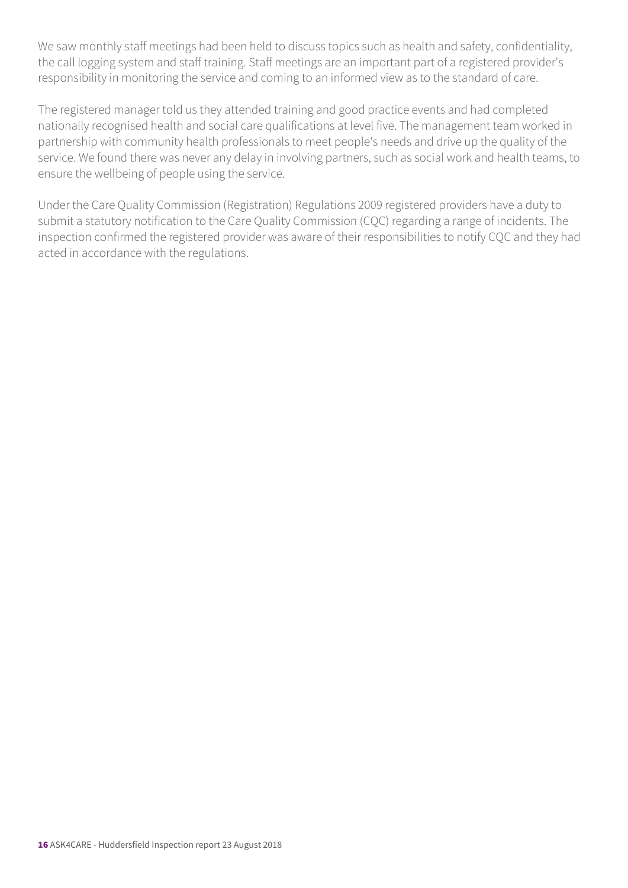We saw monthly staff meetings had been held to discuss topics such as health and safety, confidentiality, the call logging system and staff training. Staff meetings are an important part of a registered provider's responsibility in monitoring the service and coming to an informed view as to the standard of care.

The registered manager told us they attended training and good practice events and had completed nationally recognised health and social care qualifications at level five. The management team worked in partnership with community health professionals to meet people's needs and drive up the quality of the service. We found there was never any delay in involving partners, such as social work and health teams, to ensure the wellbeing of people using the service.

Under the Care Quality Commission (Registration) Regulations 2009 registered providers have a duty to submit a statutory notification to the Care Quality Commission (CQC) regarding a range of incidents. The inspection confirmed the registered provider was aware of their responsibilities to notify CQC and they had acted in accordance with the regulations.